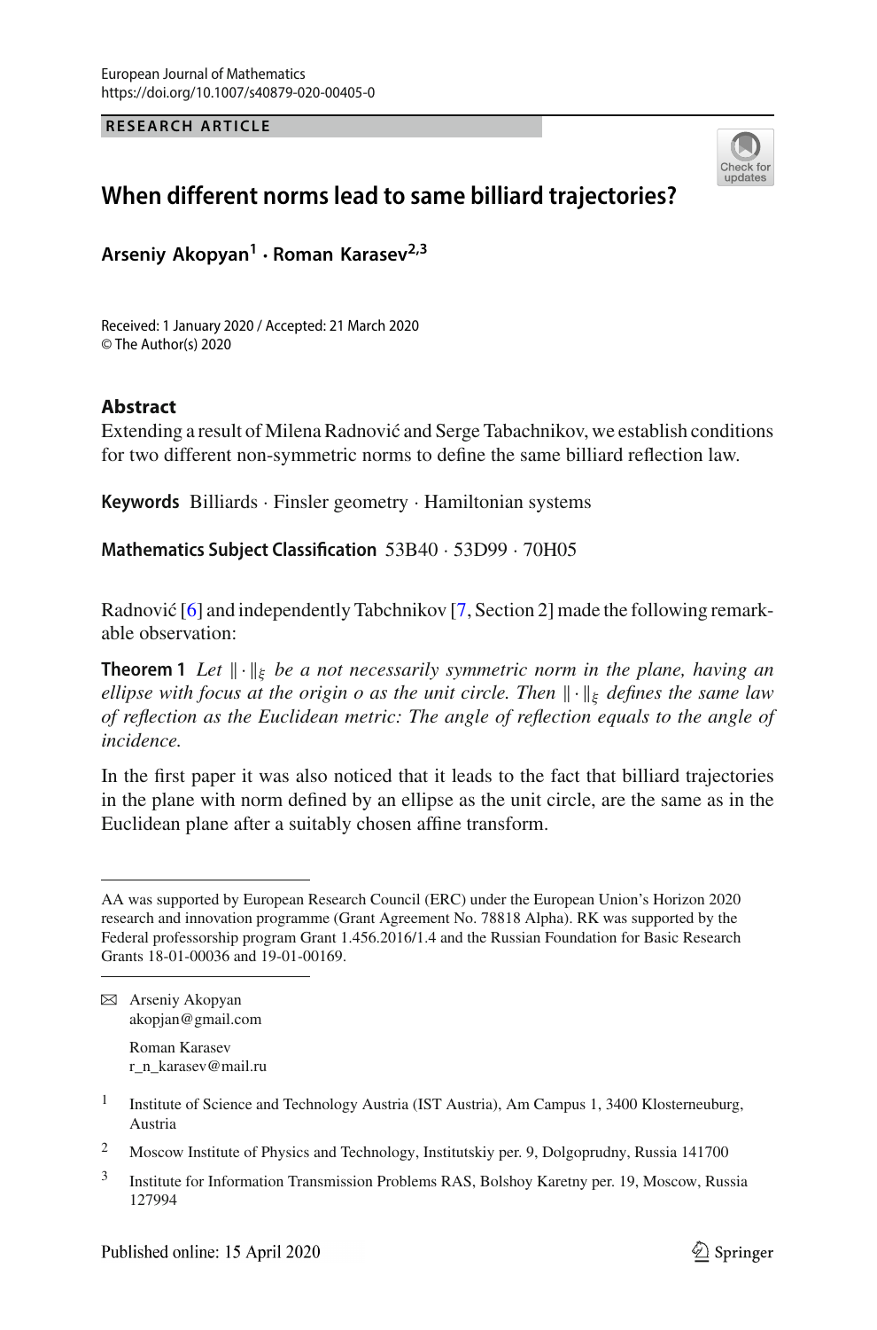European Journal of Mathematics
https://doi.org/10.1007/s40879-020-00405-0

**RESEARCH ARTICLE**

# When different norms lead to same billiard trajectories?

**Arseniy Akopyan[1] · Roman Karasev[2,3]**

Received: 1 January 2020 / Accepted: 21 March 2020
© The Author(s) 2020

## Abstract

Extending a result of Milena Radnović and Serge Tabachnikov, we establish conditions for two different non-symmetric norms to define the same billiard reflection law.

**Keywords** Billiards · Finsler geometry · Hamiltonian systems

**Mathematics Subject Classification** 53B40 · 53D99 · 70H05

Radnović [6] and independently Tabchnikov [7, Section 2] made the following remarkable observation:

**Theorem 1** *Let $\|\cdot\|_\xi$ be a not necessarily symmetric norm in the plane, having an ellipse with focus at the origin $o$ as the unit circle. Then $\|\cdot\|_\xi$ defines the same law of reflection as the Euclidean metric: The angle of reflection equals to the angle of incidence.*

In the first paper it was also noticed that it leads to the fact that billiard trajectories in the plane with norm defined by an ellipse as the unit circle, are the same as in the Euclidean plane after a suitably chosen affine transform.

---

AA was supported by European Research Council (ERC) under the European Union's Horizon 2020 research and innovation programme (Grant Agreement No. 78818 Alpha). RK was supported by the Federal professorship program Grant 1.456.2016/1.4 and the Russian Foundation for Basic Research Grants 18-01-00036 and 19-01-00169.

---

✉ Arseniy Akopyan
akopjan@gmail.com

Roman Karasev
r_n_karasev@mail.ru

[1] Institute of Science and Technology Austria (IST Austria), Am Campus 1, 3400 Klosterneuburg, Austria

[2] Moscow Institute of Physics and Technology, Institutskiy per. 9, Dolgoprudny, Russia 141700

[3] Institute for Information Transmission Problems RAS, Bolshoy Karetny per. 19, Moscow, Russia 127994

Published online: 15 April 2020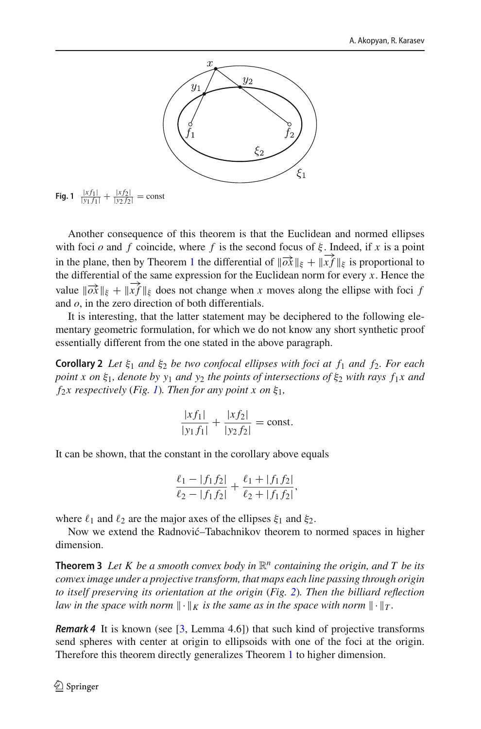**Fig. 1** $\frac{|xf_1|}{|y_1 f_1|} + \frac{|xf_2|}{|y_2 f_2|} = \text{const}$

Another consequence of this theorem is that the Euclidean and normed ellipses with foci $o$ and $f$ coincide, where $f$ is the second focus of $\xi$. Indeed, if $x$ is a point in the plane, then by Theorem 1 the differential of $\|\overrightarrow{ox}\|_\xi + \|\overrightarrow{xf}\|_\xi$ is proportional to the differential of the same expression for the Euclidean norm for every $x$. Hence the value $\|\overrightarrow{ox}\|_\xi + \|\overrightarrow{xf}\|_\xi$ does not change when $x$ moves along the ellipse with foci $f$ and $o$, in the zero direction of both differentials.

It is interesting, that the latter statement may be deciphered to the following elementary geometric formulation, for which we do not know any short synthetic proof essentially different from the one stated in the above paragraph.

**Corollary 2** *Let $\xi_1$ and $\xi_2$ be two confocal ellipses with foci at $f_1$ and $f_2$. For each point $x$ on $\xi_1$, denote by $y_1$ and $y_2$ the points of intersections of $\xi_2$ with rays $f_1x$ and $f_2x$ respectively (Fig. 1). Then for any point $x$ on $\xi_1$,*

$$\frac{|xf_1|}{|y_1 f_1|} + \frac{|xf_2|}{|y_2 f_2|} = \text{const}.$$

It can be shown, that the constant in the corollary above equals

$$\frac{\ell_1 - |f_1 f_2|}{\ell_2 - |f_1 f_2|} + \frac{\ell_1 + |f_1 f_2|}{\ell_2 + |f_1 f_2|},$$

where $\ell_1$ and $\ell_2$ are the major axes of the ellipses $\xi_1$ and $\xi_2$.

Now we extend the Radnović–Tabachnikov theorem to normed spaces in higher dimension.

**Theorem 3** *Let $K$ be a smooth convex body in $\mathbb{R}^n$ containing the origin, and $T$ be its convex image under a projective transform, that maps each line passing through origin to itself preserving its orientation at the origin (Fig. 2). Then the billiard reflection law in the space with norm $\|\cdot\|_K$ is the same as in the space with norm $\|\cdot\|_T$.*

***Remark 4*** It is known (see [3, Lemma 4.6]) that such kind of projective transforms send spheres with center at origin to ellipsoids with one of the foci at the origin. Therefore this theorem directly generalizes Theorem 1 to higher dimension.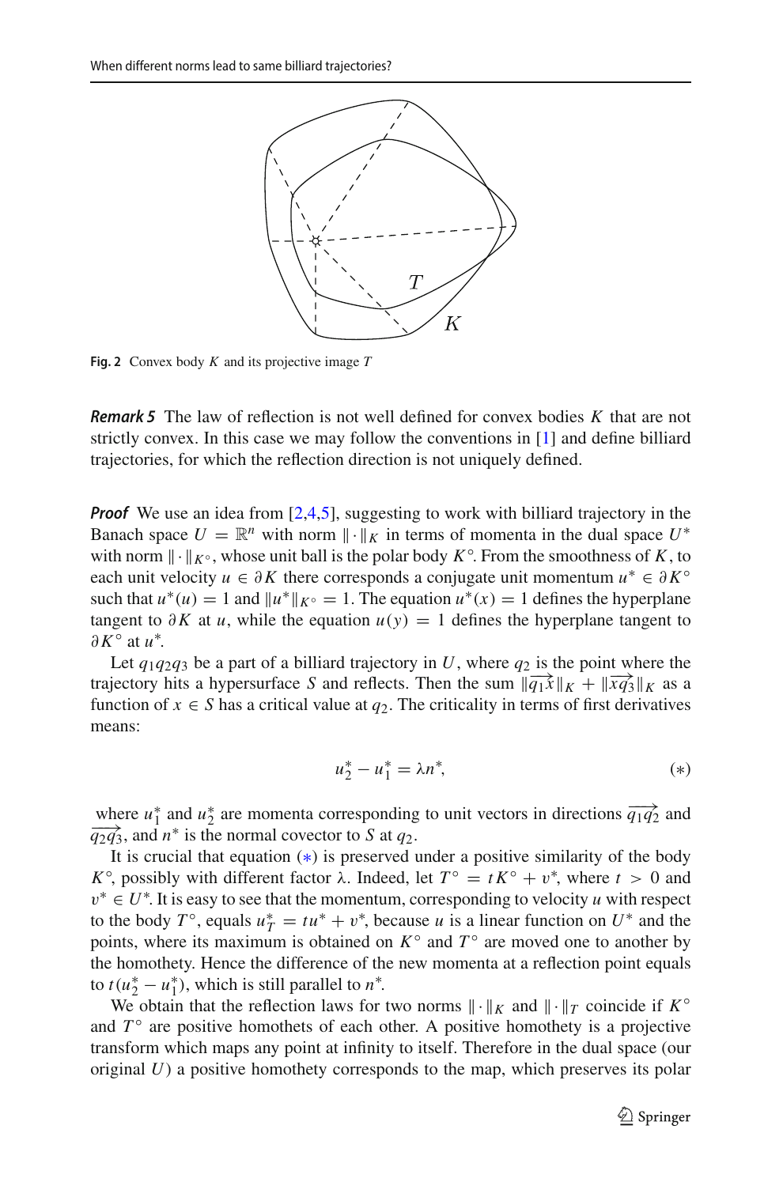**Fig. 2** Convex body $K$ and its projective image $T$

***Remark 5*** The law of reflection is not well defined for convex bodies $K$ that are not strictly convex. In this case we may follow the conventions in [1] and define billiard trajectories, for which the reflection direction is not uniquely defined.

***Proof*** We use an idea from [2,4,5], suggesting to work with billiard trajectory in the Banach space $U = \mathbb{R}^n$ with norm $\|\cdot\|_K$ in terms of momenta in the dual space $U^*$ with norm $\|\cdot\|_{K^\circ}$, whose unit ball is the polar body $K^\circ$. From the smoothness of $K$, to each unit velocity $u \in \partial K$ there corresponds a conjugate unit momentum $u^* \in \partial K^\circ$ such that $u^*(u) = 1$ and $\|u^*\|_{K^\circ} = 1$. The equation $u^*(x) = 1$ defines the hyperplane tangent to $\partial K$ at $u$, while the equation $u(y) = 1$ defines the hyperplane tangent to $\partial K^\circ$ at $u^*$.

Let $q_1 q_2 q_3$ be a part of a billiard trajectory in $U$, where $q_2$ is the point where the trajectory hits a hypersurface $S$ and reflects. Then the sum $\|\overrightarrow{q_1 x}\|_K + \|\overrightarrow{x q_3}\|_K$ as a function of $x \in S$ has a critical value at $q_2$. The criticality in terms of first derivatives means:

$$u_2^* - u_1^* = \lambda n^*, \qquad (*)$$

where $u_1^*$ and $u_2^*$ are momenta corresponding to unit vectors in directions $\overrightarrow{q_1 q_2}$ and $\overrightarrow{q_2 q_3}$, and $n^*$ is the normal covector to $S$ at $q_2$.

It is crucial that equation $(*)$ is preserved under a positive similarity of the body $K^\circ$, possibly with different factor $\lambda$. Indeed, let $T^\circ = tK^\circ + v^*$, where $t > 0$ and $v^* \in U^*$. It is easy to see that the momentum, corresponding to velocity $u$ with respect to the body $T^\circ$, equals $u_T^* = tu^* + v^*$, because $u$ is a linear function on $U^*$ and the points, where its maximum is obtained on $K^\circ$ and $T^\circ$ are moved one to another by the homothety. Hence the difference of the new momenta at a reflection point equals to $t(u_2^* - u_1^*)$, which is still parallel to $n^*$.

We obtain that the reflection laws for two norms $\|\cdot\|_K$ and $\|\cdot\|_T$ coincide if $K^\circ$ and $T^\circ$ are positive homothets of each other. A positive homothety is a projective transform which maps any point at infinity to itself. Therefore in the dual space (our original $U$) a positive homothety corresponds to the map, which preserves its polar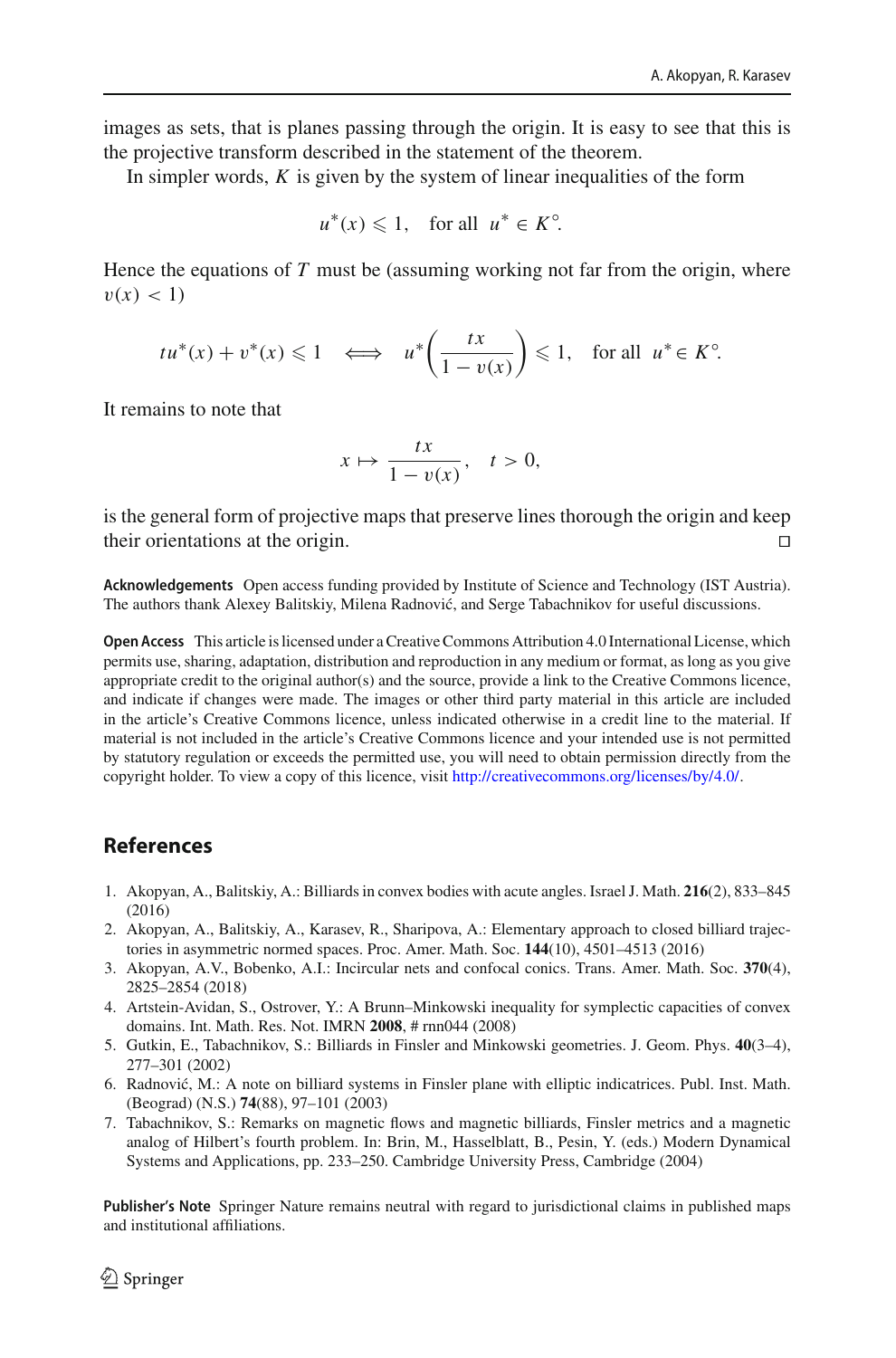images as sets, that is planes passing through the origin. It is easy to see that this is the projective transform described in the statement of the theorem.

In simpler words, $K$ is given by the system of linear inequalities of the form

$$u^*(x) \leqslant 1, \quad \text{for all } \; u^* \in K^\circ.$$

Hence the equations of $T$ must be (assuming working not far from the origin, where $v(x) < 1$)

$$tu^*(x) + v^*(x) \leqslant 1 \quad \Longleftrightarrow \quad u^*\left(\frac{tx}{1 - v(x)}\right) \leqslant 1, \quad \text{for all } \; u^* \in K^\circ.$$

It remains to note that

$$x \mapsto \frac{tx}{1 - v(x)}, \quad t > 0,$$

is the general form of projective maps that preserve lines thorough the origin and keep their orientations at the origin. $\square$

**Acknowledgements** Open access funding provided by Institute of Science and Technology (IST Austria). The authors thank Alexey Balitskiy, Milena Radnović, and Serge Tabachnikov for useful discussions.

**Open Access** This article is licensed under a Creative Commons Attribution 4.0 International License, which permits use, sharing, adaptation, distribution and reproduction in any medium or format, as long as you give appropriate credit to the original author(s) and the source, provide a link to the Creative Commons licence, and indicate if changes were made. The images or other third party material in this article are included in the article's Creative Commons licence, unless indicated otherwise in a credit line to the material. If material is not included in the article's Creative Commons licence and your intended use is not permitted by statutory regulation or exceeds the permitted use, you will need to obtain permission directly from the copyright holder. To view a copy of this licence, visit http://creativecommons.org/licenses/by/4.0/.

## References

1. Akopyan, A., Balitskiy, A.: Billiards in convex bodies with acute angles. Israel J. Math. **216**(2), 833–845 (2016)
2. Akopyan, A., Balitskiy, A., Karasev, R., Sharipova, A.: Elementary approach to closed billiard trajectories in asymmetric normed spaces. Proc. Amer. Math. Soc. **144**(10), 4501–4513 (2016)
3. Akopyan, A.V., Bobenko, A.I.: Incircular nets and confocal conics. Trans. Amer. Math. Soc. **370**(4), 2825–2854 (2018)
4. Artstein-Avidan, S., Ostrover, Y.: A Brunn–Minkowski inequality for symplectic capacities of convex domains. Int. Math. Res. Not. IMRN **2008**, # rnn044 (2008)
5. Gutkin, E., Tabachnikov, S.: Billiards in Finsler and Minkowski geometries. J. Geom. Phys. **40**(3–4), 277–301 (2002)
6. Radnović, M.: A note on billiard systems in Finsler plane with elliptic indicatrices. Publ. Inst. Math. (Beograd) (N.S.) **74**(88), 97–101 (2003)
7. Tabachnikov, S.: Remarks on magnetic flows and magnetic billiards, Finsler metrics and a magnetic analog of Hilbert's fourth problem. In: Brin, M., Hasselblatt, B., Pesin, Y. (eds.) Modern Dynamical Systems and Applications, pp. 233–250. Cambridge University Press, Cambridge (2004)

**Publisher's Note** Springer Nature remains neutral with regard to jurisdictional claims in published maps and institutional affiliations.